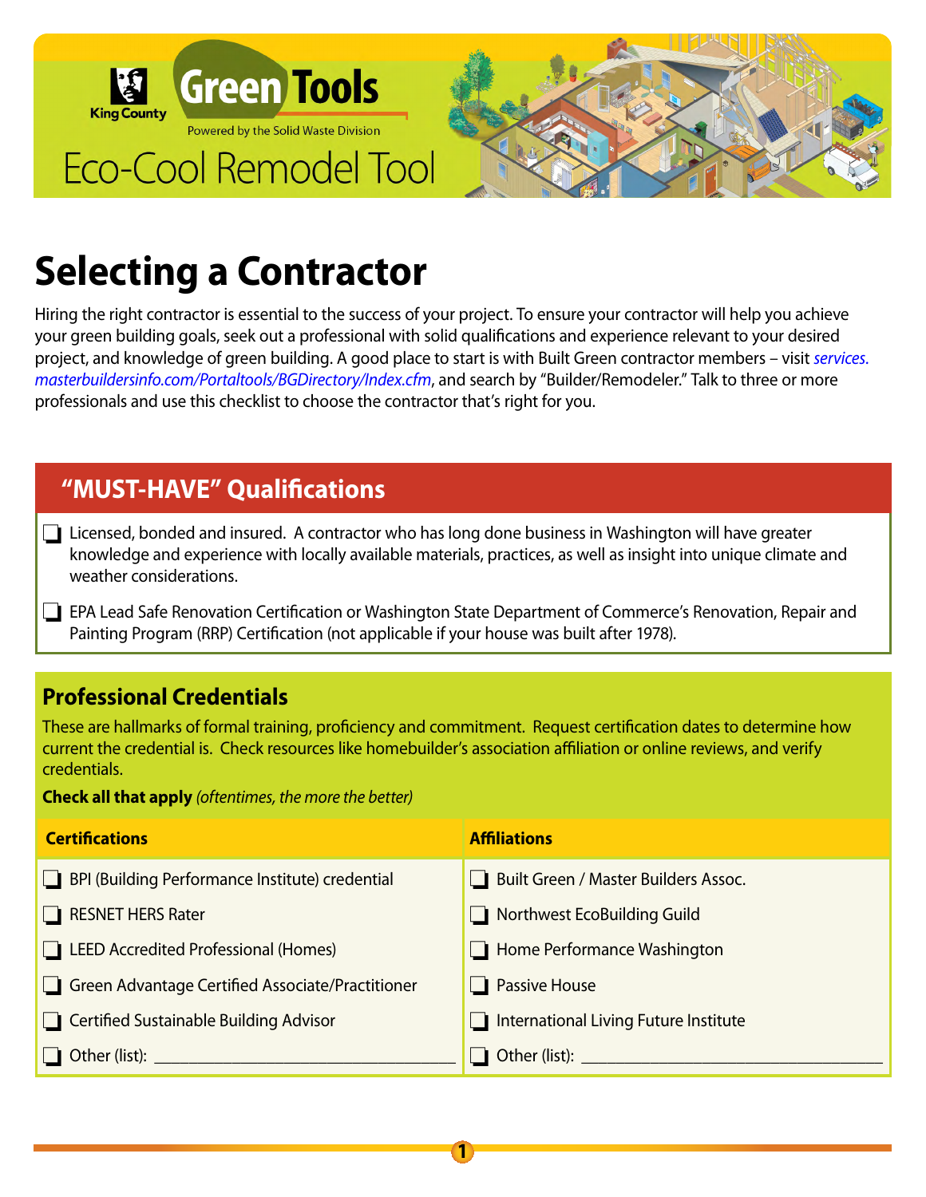King County

# Green Tools

Powered by the Solid Waste Division

Eco-Cool Remodel Tool

# Selecting a Contractor

Hiring the right contractor is essential to the success of your project. To ensure your contractor will help you achieve your green building goals, seek out a professional with solid qualifications and experience relevant to your desired project, and knowledge of green building. A good place to start is with Built Green contractor members – visit *services.masterbuildersinfo.com/Portaltools/BGDirectory/Index.cfm*, and search by "Builder/Remodeler." Talk to three or more professionals and use this checklist to choose the contractor that's right for you.

## "MUST-HAVE" Qualifications

- ❑ Licensed, bonded and insured. A contractor who has long done business in Washington will have greater knowledge and experience with locally available materials, practices, as well as insight into unique climate and weather considerations.
- ❑ EPA Lead Safe Renovation Certification or Washington State Department of Commerce's Renovation, Repair and Painting Program (RRP) Certification (not applicable if your house was built after 1978).

## Professional Credentials

These are hallmarks of formal training, proficiency and commitment. Request certification dates to determine how current the credential is. Check resources like homebuilder's association affiliation or online reviews, and verify credentials.

**Check all that apply** *(oftentimes, the more the better)*

| Certifications | Affiliations |
|---|---|
| ❑ BPI (Building Performance Institute) credential | ❑ Built Green / Master Builders Assoc. |
| ❑ RESNET HERS Rater | ❑ Northwest EcoBuilding Guild |
| ❑ LEED Accredited Professional (Homes) | ❑ Home Performance Washington |
| ❑ Green Advantage Certified Associate/Practitioner | ❑ Passive House |
| ❑ Certified Sustainable Building Advisor | ❑ International Living Future Institute |
| ❑ Other (list): ________________________________ | ❑ Other (list): ________________________________ |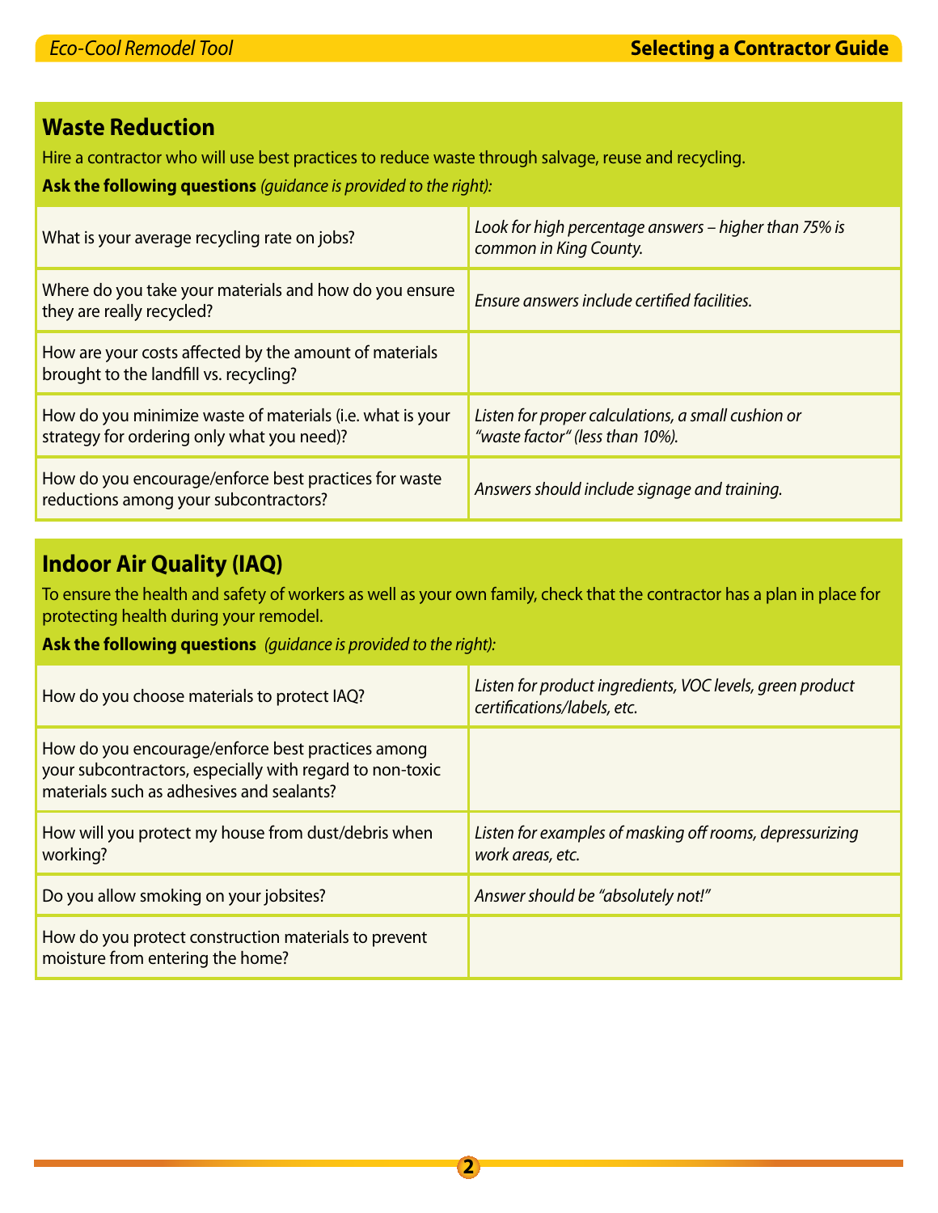## Waste Reduction

Hire a contractor who will use best practices to reduce waste through salvage, reuse and recycling.

**Ask the following questions** *(guidance is provided to the right):*

| Question | Guidance |
| --- | --- |
| What is your average recycling rate on jobs? | *Look for high percentage answers – higher than 75% is common in King County.* |
| Where do you take your materials and how do you ensure they are really recycled? | *Ensure answers include certified facilities.* |
| How are your costs affected by the amount of materials brought to the landfill vs. recycling? | |
| How do you minimize waste of materials (i.e. what is your strategy for ordering only what you need)? | *Listen for proper calculations, a small cushion or "waste factor" (less than 10%).* |
| How do you encourage/enforce best practices for waste reductions among your subcontractors? | *Answers should include signage and training.* |

## Indoor Air Quality (IAQ)

To ensure the health and safety of workers as well as your own family, check that the contractor has a plan in place for protecting health during your remodel.

**Ask the following questions** *(guidance is provided to the right):*

| Question | Guidance |
| --- | --- |
| How do you choose materials to protect IAQ? | *Listen for product ingredients, VOC levels, green product certifications/labels, etc.* |
| How do you encourage/enforce best practices among your subcontractors, especially with regard to non-toxic materials such as adhesives and sealants? | |
| How will you protect my house from dust/debris when working? | *Listen for examples of masking off rooms, depressurizing work areas, etc.* |
| Do you allow smoking on your jobsites? | *Answer should be "absolutely not!"* |
| How do you protect construction materials to prevent moisture from entering the home? | |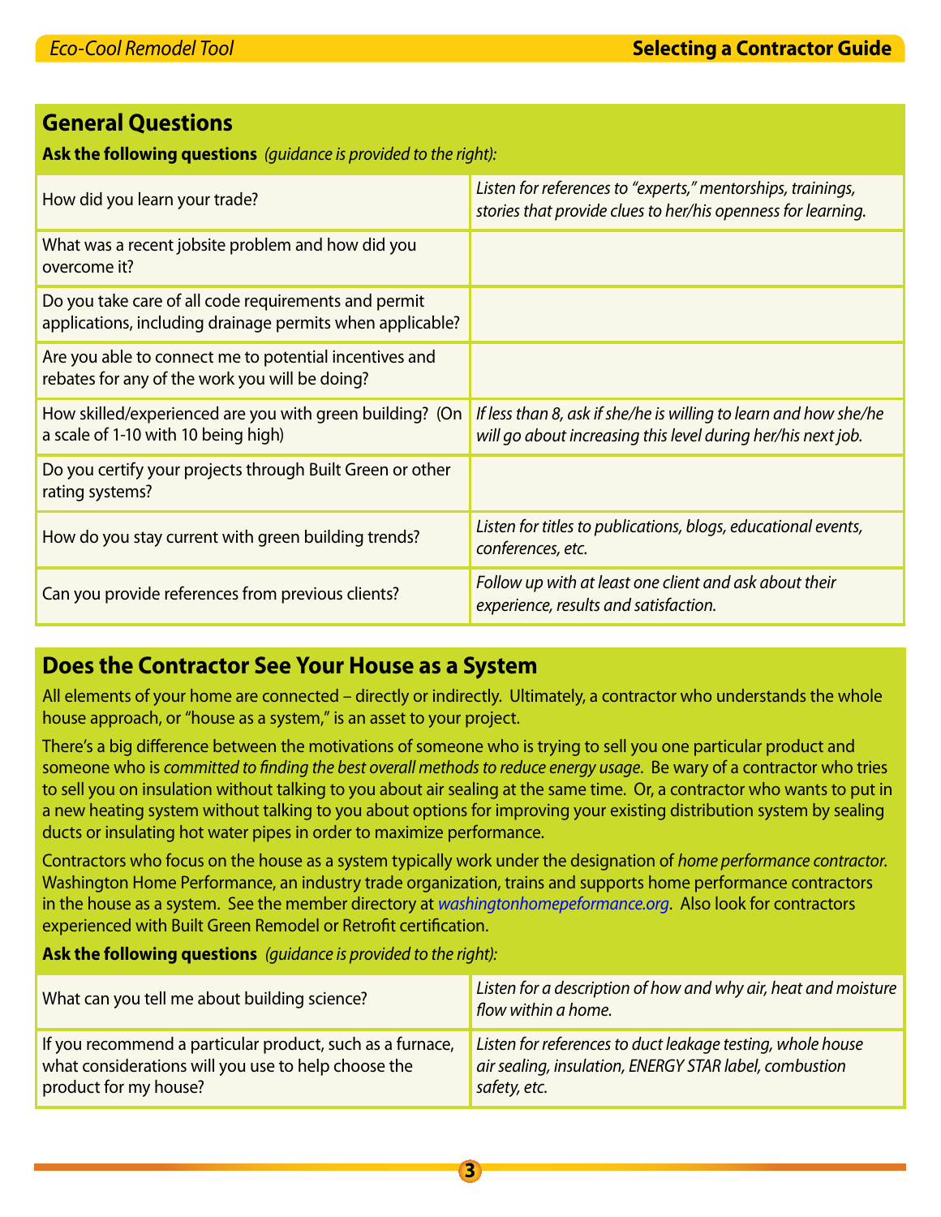## General Questions

**Ask the following questions** *(guidance is provided to the right):*

| | |
|---|---|
| How did you learn your trade? | *Listen for references to "experts," mentorships, trainings, stories that provide clues to her/his openness for learning.* |
| What was a recent jobsite problem and how did you overcome it? | |
| Do you take care of all code requirements and permit applications, including drainage permits when applicable? | |
| Are you able to connect me to potential incentives and rebates for any of the work you will be doing? | |
| How skilled/experienced are you with green building? (On a scale of 1-10 with 10 being high) | *If less than 8, ask if she/he is willing to learn and how she/he will go about increasing this level during her/his next job.* |
| Do you certify your projects through Built Green or other rating systems? | |
| How do you stay current with green building trends? | *Listen for titles to publications, blogs, educational events, conferences, etc.* |
| Can you provide references from previous clients? | *Follow up with at least one client and ask about their experience, results and satisfaction.* |

## Does the Contractor See Your House as a System

All elements of your home are connected – directly or indirectly. Ultimately, a contractor who understands the whole house approach, or "house as a system," is an asset to your project.

There's a big difference between the motivations of someone who is trying to sell you one particular product and someone who is *committed to finding the best overall methods to reduce energy usage*. Be wary of a contractor who tries to sell you on insulation without talking to you about air sealing at the same time. Or, a contractor who wants to put in a new heating system without talking to you about options for improving your existing distribution system by sealing ducts or insulating hot water pipes in order to maximize performance.

Contractors who focus on the house as a system typically work under the designation of *home performance contractor.* Washington Home Performance, an industry trade organization, trains and supports home performance contractors in the house as a system. See the member directory at *washingtonhomepeformance.org*. Also look for contractors experienced with Built Green Remodel or Retrofit certification.

**Ask the following questions** *(guidance is provided to the right):*

| | |
|---|---|
| What can you tell me about building science? | *Listen for a description of how and why air, heat and moisture flow within a home.* |
| If you recommend a particular product, such as a furnace, what considerations will you use to help choose the product for my house? | *Listen for references to duct leakage testing, whole house air sealing, insulation, ENERGY STAR label, combustion safety, etc.* |